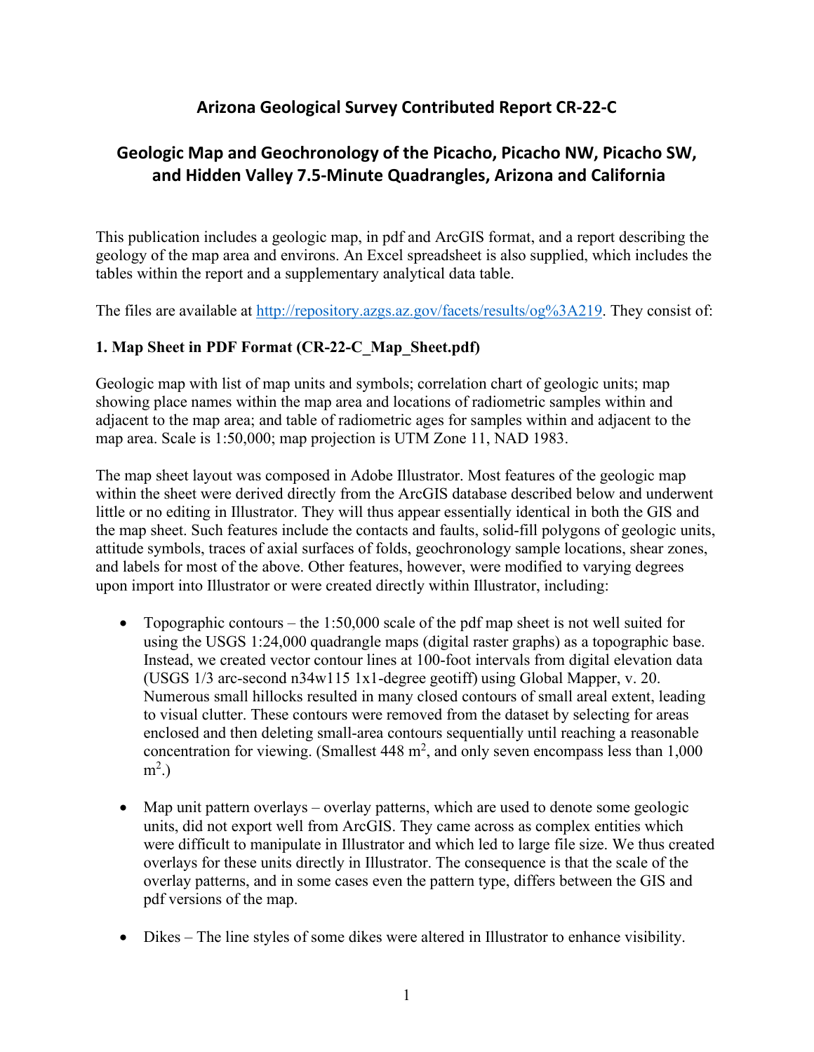# Arizona Geological Survey Contributed Report CR-22-C

## Geologic Map and Geochronology of the Picacho, Picacho NW, Picacho SW, and Hidden Valley 7.5-Minute Quadrangles, Arizona and California

This publication includes a geologic map, in pdf and ArcGIS format, and a report describing the geology of the map area and environs. An Excel spreadsheet is also supplied, which includes the tables within the report and a supplementary analytical data table.

The files are available at [http://repository.azgs.az.gov/facets/results/og%3A219](http://repository.azgs.az.gov/facets/results/og%3A219). They consist of:

### 1. Map Sheet in PDF Format (CR-22-C_Map_Sheet.pdf)

Geologic map with list of map units and symbols; correlation chart of geologic units; map showing place names within the map area and locations of radiometric samples within and adjacent to the map area; and table of radiometric ages for samples within and adjacent to the map area. Scale is 1:50,000; map projection is UTM Zone 11, NAD 1983.

The map sheet layout was composed in Adobe Illustrator. Most features of the geologic map within the sheet were derived directly from the ArcGIS database described below and underwent little or no editing in Illustrator. They will thus appear essentially identical in both the GIS and the map sheet. Such features include the contacts and faults, solid-fill polygons of geologic units, attitude symbols, traces of axial surfaces of folds, geochronology sample locations, shear zones, and labels for most of the above. Other features, however, were modified to varying degrees upon import into Illustrator or were created directly within Illustrator, including:

- Topographic contours – the 1:50,000 scale of the pdf map sheet is not well suited for using the USGS 1:24,000 quadrangle maps (digital raster graphs) as a topographic base. Instead, we created vector contour lines at 100-foot intervals from digital elevation data (USGS 1/3 arc-second n34w115 1x1-degree geotiff) using Global Mapper, v. 20. Numerous small hillocks resulted in many closed contours of small areal extent, leading to visual clutter. These contours were removed from the dataset by selecting for areas enclosed and then deleting small-area contours sequentially until reaching a reasonable concentration for viewing. (Smallest 448 $m^2$, and only seven encompass less than 1,000 $m^2$.)

- Map unit pattern overlays – overlay patterns, which are used to denote some geologic units, did not export well from ArcGIS. They came across as complex entities which were difficult to manipulate in Illustrator and which led to large file size. We thus created overlays for these units directly in Illustrator. The consequence is that the scale of the overlay patterns, and in some cases even the pattern type, differs between the GIS and pdf versions of the map.

- Dikes – The line styles of some dikes were altered in Illustrator to enhance visibility.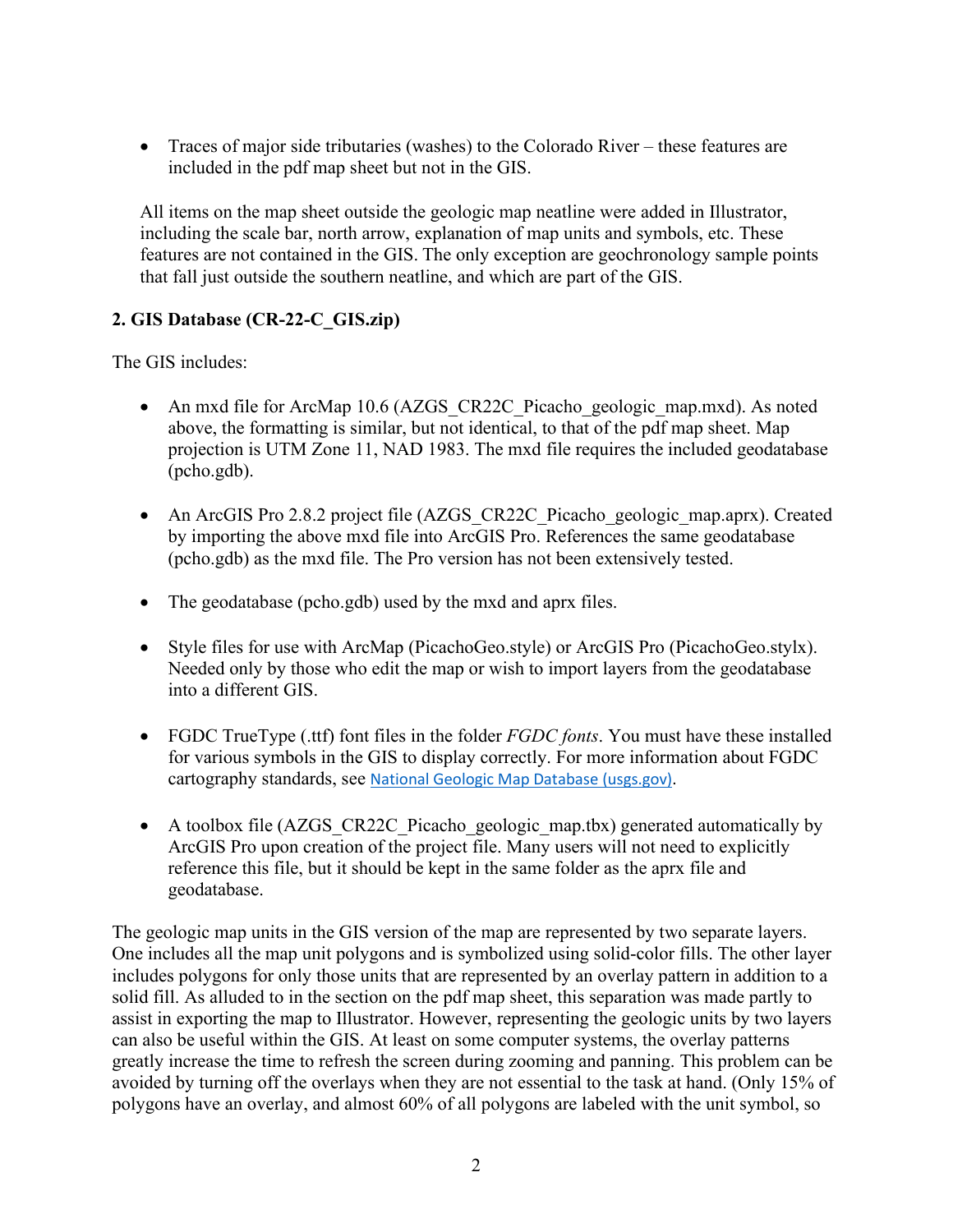- Traces of major side tributaries (washes) to the Colorado River – these features are included in the pdf map sheet but not in the GIS.

All items on the map sheet outside the geologic map neatline were added in Illustrator, including the scale bar, north arrow, explanation of map units and symbols, etc. These features are not contained in the GIS. The only exception are geochronology sample points that fall just outside the southern neatline, and which are part of the GIS.

## 2. GIS Database (CR-22-C_GIS.zip)

The GIS includes:

- An mxd file for ArcMap 10.6 (AZGS_CR22C_Picacho_geologic_map.mxd). As noted above, the formatting is similar, but not identical, to that of the pdf map sheet. Map projection is UTM Zone 11, NAD 1983. The mxd file requires the included geodatabase (pcho.gdb).

- An ArcGIS Pro 2.8.2 project file (AZGS_CR22C_Picacho_geologic_map.aprx). Created by importing the above mxd file into ArcGIS Pro. References the same geodatabase (pcho.gdb) as the mxd file. The Pro version has not been extensively tested.

- The geodatabase (pcho.gdb) used by the mxd and aprx files.

- Style files for use with ArcMap (PicachoGeo.style) or ArcGIS Pro (PicachoGeo.stylx). Needed only by those who edit the map or wish to import layers from the geodatabase into a different GIS.

- FGDC TrueType (.ttf) font files in the folder *FGDC fonts*. You must have these installed for various symbols in the GIS to display correctly. For more information about FGDC cartography standards, see National Geologic Map Database (usgs.gov).

- A toolbox file (AZGS_CR22C_Picacho_geologic_map.tbx) generated automatically by ArcGIS Pro upon creation of the project file. Many users will not need to explicitly reference this file, but it should be kept in the same folder as the aprx file and geodatabase.

The geologic map units in the GIS version of the map are represented by two separate layers. One includes all the map unit polygons and is symbolized using solid-color fills. The other layer includes polygons for only those units that are represented by an overlay pattern in addition to a solid fill. As alluded to in the section on the pdf map sheet, this separation was made partly to assist in exporting the map to Illustrator. However, representing the geologic units by two layers can also be useful within the GIS. At least on some computer systems, the overlay patterns greatly increase the time to refresh the screen during zooming and panning. This problem can be avoided by turning off the overlays when they are not essential to the task at hand. (Only 15% of polygons have an overlay, and almost 60% of all polygons are labeled with the unit symbol, so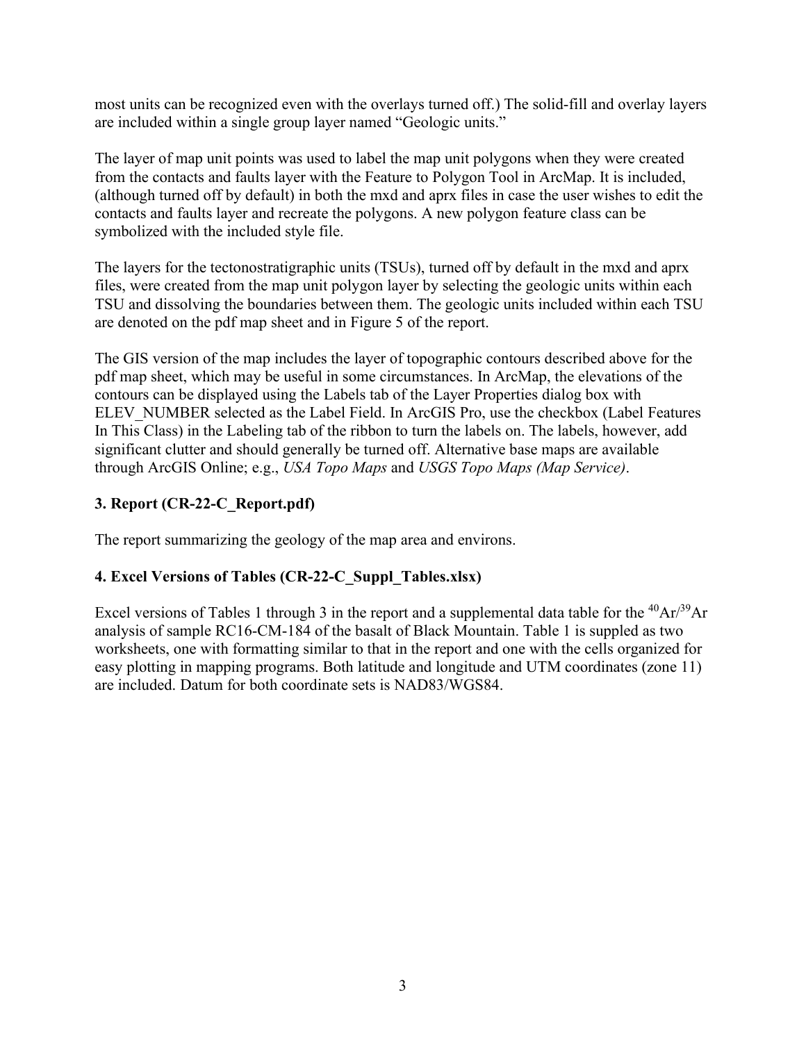most units can be recognized even with the overlays turned off.) The solid-fill and overlay layers are included within a single group layer named “Geologic units.”

The layer of map unit points was used to label the map unit polygons when they were created from the contacts and faults layer with the Feature to Polygon Tool in ArcMap. It is included, (although turned off by default) in both the mxd and aprx files in case the user wishes to edit the contacts and faults layer and recreate the polygons. A new polygon feature class can be symbolized with the included style file.

The layers for the tectonostratigraphic units (TSUs), turned off by default in the mxd and aprx files, were created from the map unit polygon layer by selecting the geologic units within each TSU and dissolving the boundaries between them. The geologic units included within each TSU are denoted on the pdf map sheet and in Figure 5 of the report.

The GIS version of the map includes the layer of topographic contours described above for the pdf map sheet, which may be useful in some circumstances. In ArcMap, the elevations of the contours can be displayed using the Labels tab of the Layer Properties dialog box with ELEV_NUMBER selected as the Label Field. In ArcGIS Pro, use the checkbox (Label Features In This Class) in the Labeling tab of the ribbon to turn the labels on. The labels, however, add significant clutter and should generally be turned off. Alternative base maps are available through ArcGIS Online; e.g., *USA Topo Maps* and *USGS Topo Maps (Map Service)*.

### 3. Report (CR-22-C_Report.pdf)

The report summarizing the geology of the map area and environs.

### 4. Excel Versions of Tables (CR-22-C_Suppl_Tables.xlsx)

Excel versions of Tables 1 through 3 in the report and a supplemental data table for the $^{40}Ar/^{39}Ar$ analysis of sample RC16-CM-184 of the basalt of Black Mountain. Table 1 is suppled as two worksheets, one with formatting similar to that in the report and one with the cells organized for easy plotting in mapping programs. Both latitude and longitude and UTM coordinates (zone 11) are included. Datum for both coordinate sets is NAD83/WGS84.